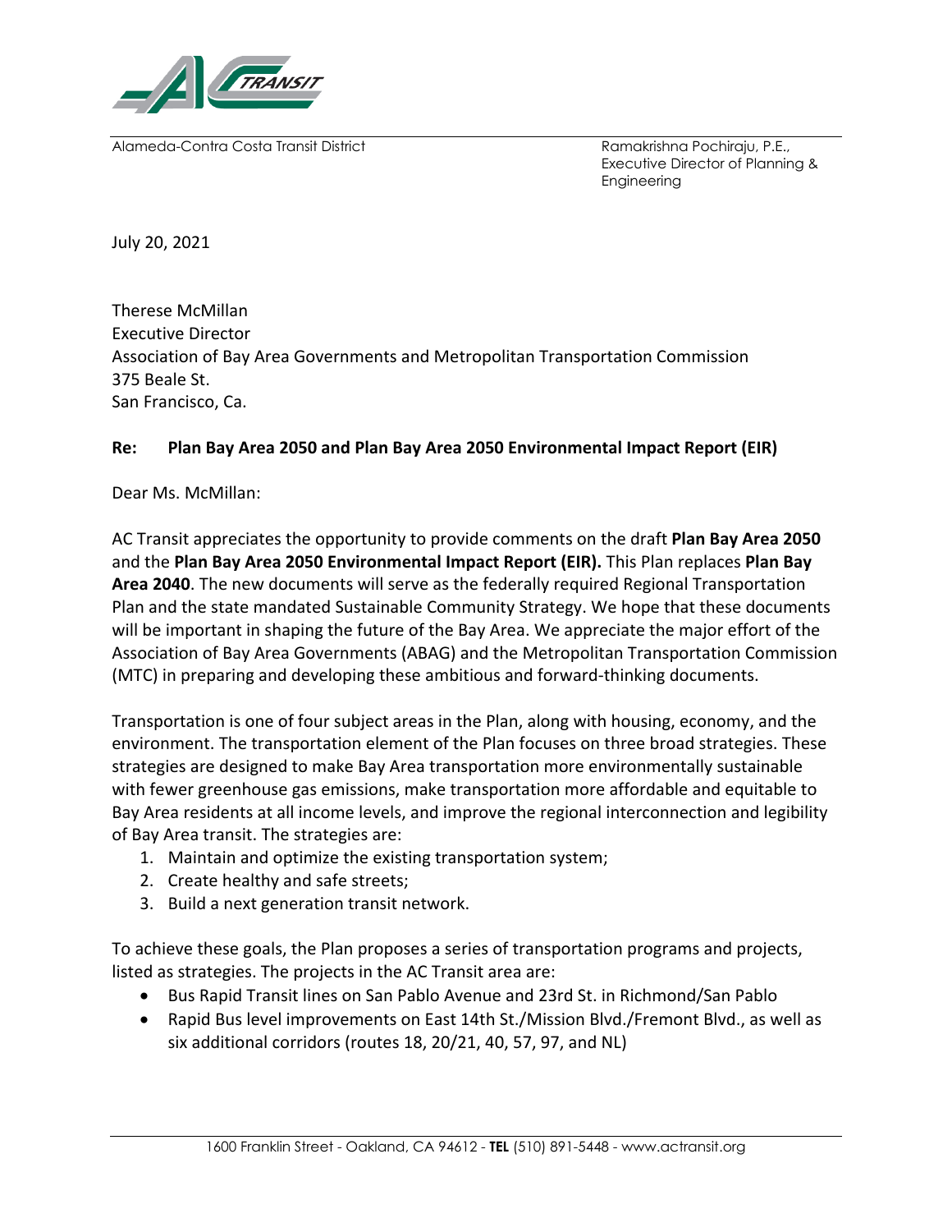Alameda-Contra Costa Transit District

Ramakrishna Pochiraju, P.E.,
Executive Director of Planning & Engineering

July 20, 2021

Therese McMillan
Executive Director
Association of Bay Area Governments and Metropolitan Transportation Commission
375 Beale St.
San Francisco, Ca.

**Re: Plan Bay Area 2050 and Plan Bay Area 2050 Environmental Impact Report (EIR)**

Dear Ms. McMillan:

AC Transit appreciates the opportunity to provide comments on the draft **Plan Bay Area 2050** and the **Plan Bay Area 2050 Environmental Impact Report (EIR).** This Plan replaces **Plan Bay Area 2040**. The new documents will serve as the federally required Regional Transportation Plan and the state mandated Sustainable Community Strategy. We hope that these documents will be important in shaping the future of the Bay Area. We appreciate the major effort of the Association of Bay Area Governments (ABAG) and the Metropolitan Transportation Commission (MTC) in preparing and developing these ambitious and forward-thinking documents.

Transportation is one of four subject areas in the Plan, along with housing, economy, and the environment. The transportation element of the Plan focuses on three broad strategies. These strategies are designed to make Bay Area transportation more environmentally sustainable with fewer greenhouse gas emissions, make transportation more affordable and equitable to Bay Area residents at all income levels, and improve the regional interconnection and legibility of Bay Area transit. The strategies are:

1. Maintain and optimize the existing transportation system;
2. Create healthy and safe streets;
3. Build a next generation transit network.

To achieve these goals, the Plan proposes a series of transportation programs and projects, listed as strategies. The projects in the AC Transit area are:

- Bus Rapid Transit lines on San Pablo Avenue and 23rd St. in Richmond/San Pablo
- Rapid Bus level improvements on East 14th St./Mission Blvd./Fremont Blvd., as well as six additional corridors (routes 18, 20/21, 40, 57, 97, and NL)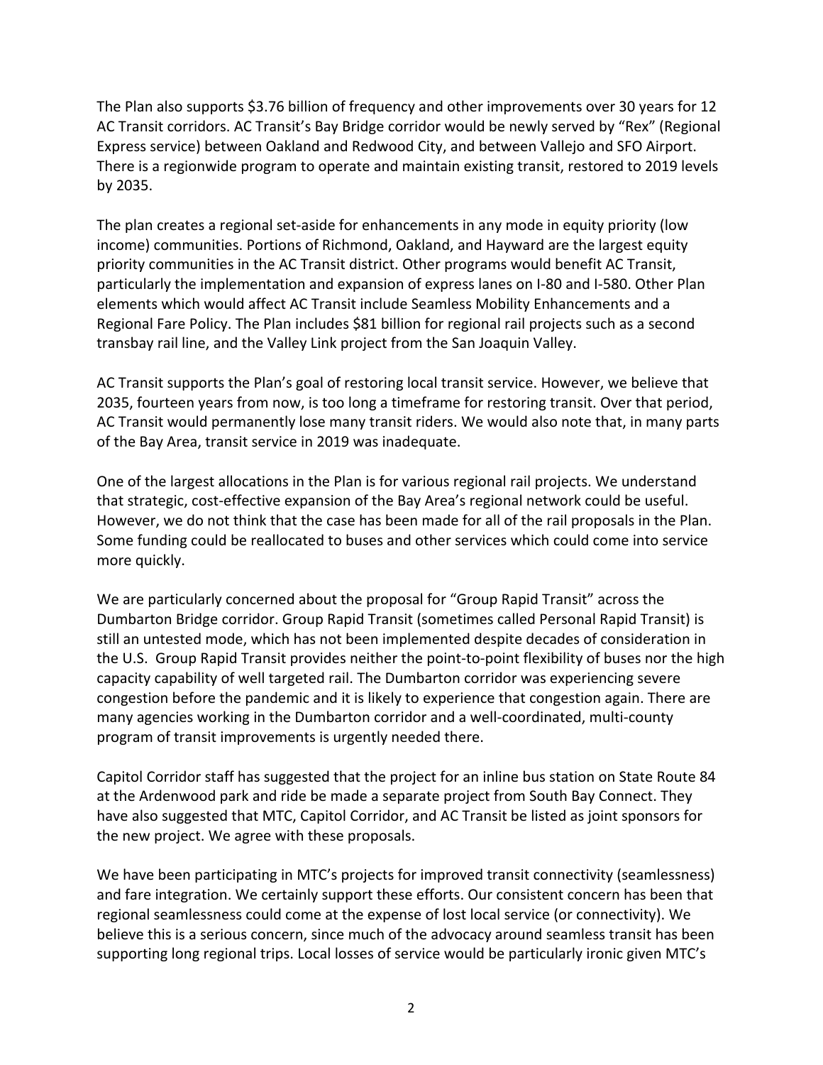The Plan also supports $3.76 billion of frequency and other improvements over 30 years for 12 AC Transit corridors. AC Transit's Bay Bridge corridor would be newly served by "Rex" (Regional Express service) between Oakland and Redwood City, and between Vallejo and SFO Airport. There is a regionwide program to operate and maintain existing transit, restored to 2019 levels by 2035.

The plan creates a regional set-aside for enhancements in any mode in equity priority (low income) communities. Portions of Richmond, Oakland, and Hayward are the largest equity priority communities in the AC Transit district. Other programs would benefit AC Transit, particularly the implementation and expansion of express lanes on I-80 and I-580. Other Plan elements which would affect AC Transit include Seamless Mobility Enhancements and a Regional Fare Policy. The Plan includes $81 billion for regional rail projects such as a second transbay rail line, and the Valley Link project from the San Joaquin Valley.

AC Transit supports the Plan's goal of restoring local transit service. However, we believe that 2035, fourteen years from now, is too long a timeframe for restoring transit. Over that period, AC Transit would permanently lose many transit riders. We would also note that, in many parts of the Bay Area, transit service in 2019 was inadequate.

One of the largest allocations in the Plan is for various regional rail projects. We understand that strategic, cost-effective expansion of the Bay Area's regional network could be useful. However, we do not think that the case has been made for all of the rail proposals in the Plan. Some funding could be reallocated to buses and other services which could come into service more quickly.

We are particularly concerned about the proposal for "Group Rapid Transit" across the Dumbarton Bridge corridor. Group Rapid Transit (sometimes called Personal Rapid Transit) is still an untested mode, which has not been implemented despite decades of consideration in the U.S. Group Rapid Transit provides neither the point-to-point flexibility of buses nor the high capacity capability of well targeted rail. The Dumbarton corridor was experiencing severe congestion before the pandemic and it is likely to experience that congestion again. There are many agencies working in the Dumbarton corridor and a well-coordinated, multi-county program of transit improvements is urgently needed there.

Capitol Corridor staff has suggested that the project for an inline bus station on State Route 84 at the Ardenwood park and ride be made a separate project from South Bay Connect. They have also suggested that MTC, Capitol Corridor, and AC Transit be listed as joint sponsors for the new project. We agree with these proposals.

We have been participating in MTC's projects for improved transit connectivity (seamlessness) and fare integration. We certainly support these efforts. Our consistent concern has been that regional seamlessness could come at the expense of lost local service (or connectivity). We believe this is a serious concern, since much of the advocacy around seamless transit has been supporting long regional trips. Local losses of service would be particularly ironic given MTC's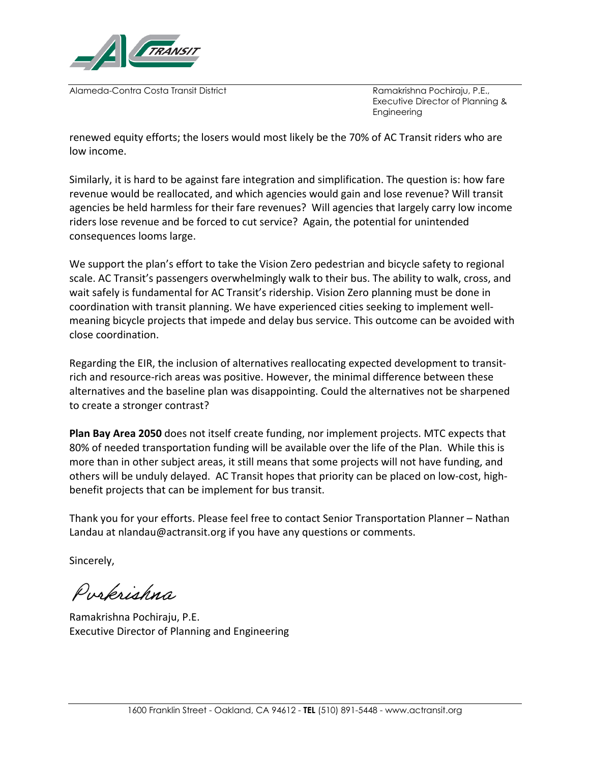renewed equity efforts; the losers would most likely be the 70% of AC Transit riders who are low income.

Similarly, it is hard to be against fare integration and simplification. The question is: how fare revenue would be reallocated, and which agencies would gain and lose revenue? Will transit agencies be held harmless for their fare revenues? Will agencies that largely carry low income riders lose revenue and be forced to cut service? Again, the potential for unintended consequences looms large.

We support the plan's effort to take the Vision Zero pedestrian and bicycle safety to regional scale. AC Transit's passengers overwhelmingly walk to their bus. The ability to walk, cross, and wait safely is fundamental for AC Transit's ridership. Vision Zero planning must be done in coordination with transit planning. We have experienced cities seeking to implement well-meaning bicycle projects that impede and delay bus service. This outcome can be avoided with close coordination.

Regarding the EIR, the inclusion of alternatives reallocating expected development to transit-rich and resource-rich areas was positive. However, the minimal difference between these alternatives and the baseline plan was disappointing. Could the alternatives not be sharpened to create a stronger contrast?

**Plan Bay Area 2050** does not itself create funding, nor implement projects. MTC expects that 80% of needed transportation funding will be available over the life of the Plan. While this is more than in other subject areas, it still means that some projects will not have funding, and others will be unduly delayed. AC Transit hopes that priority can be placed on low-cost, high-benefit projects that can be implement for bus transit.

Thank you for your efforts. Please feel free to contact Senior Transportation Planner – Nathan Landau at nlandau@actransit.org if you have any questions or comments.

Sincerely,

Pvrkrishna

Ramakrishna Pochiraju, P.E.
Executive Director of Planning and Engineering